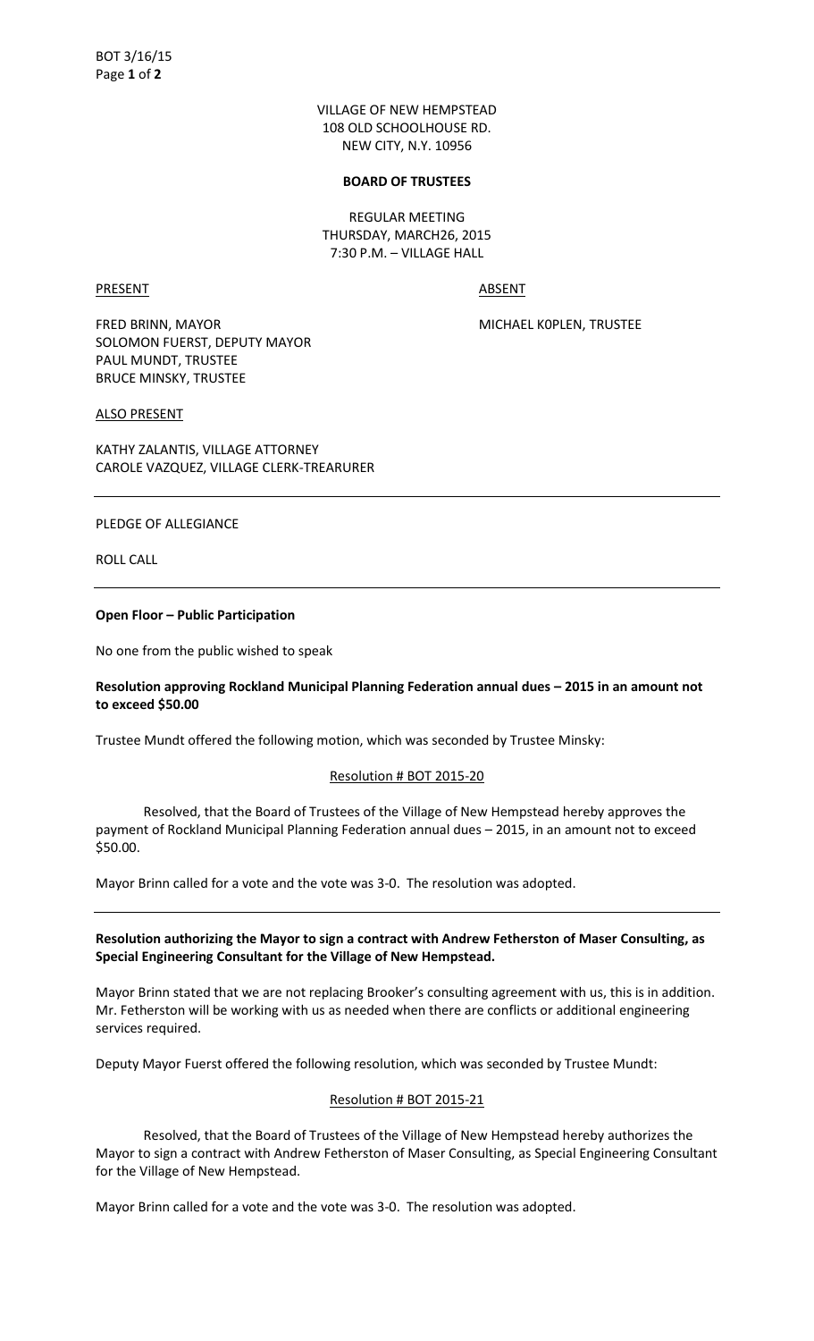VILLAGE OF NEW HEMPSTEAD
108 OLD SCHOOLHOUSE RD.
NEW CITY, N.Y. 10956

**BOARD OF TRUSTEES**

REGULAR MEETING
THURSDAY, MARCH26, 2015
7:30 P.M. – VILLAGE HALL

| PRESENT | ABSENT |
| --- | --- |
| FRED BRINN, MAYOR | MICHAEL K0PLEN, TRUSTEE |
| SOLOMON FUERST, DEPUTY MAYOR | |
| PAUL MUNDT, TRUSTEE | |
| BRUCE MINSKY, TRUSTEE | |

ALSO PRESENT

KATHY ZALANTIS, VILLAGE ATTORNEY
CAROLE VAZQUEZ, VILLAGE CLERK-TREARURER

---

PLEDGE OF ALLEGIANCE

ROLL CALL

---

**Open Floor – Public Participation**

No one from the public wished to speak

**Resolution approving Rockland Municipal Planning Federation annual dues – 2015 in an amount not to exceed $50.00**

Trustee Mundt offered the following motion, which was seconded by Trustee Minsky:

Resolution # BOT 2015-20

Resolved, that the Board of Trustees of the Village of New Hempstead hereby approves the payment of Rockland Municipal Planning Federation annual dues – 2015, in an amount not to exceed $50.00.

Mayor Brinn called for a vote and the vote was 3-0. The resolution was adopted.

---

**Resolution authorizing the Mayor to sign a contract with Andrew Fetherston of Maser Consulting, as Special Engineering Consultant for the Village of New Hempstead.**

Mayor Brinn stated that we are not replacing Brooker's consulting agreement with us, this is in addition. Mr. Fetherston will be working with us as needed when there are conflicts or additional engineering services required.

Deputy Mayor Fuerst offered the following resolution, which was seconded by Trustee Mundt:

Resolution # BOT 2015-21

Resolved, that the Board of Trustees of the Village of New Hempstead hereby authorizes the Mayor to sign a contract with Andrew Fetherston of Maser Consulting, as Special Engineering Consultant for the Village of New Hempstead.

Mayor Brinn called for a vote and the vote was 3-0. The resolution was adopted.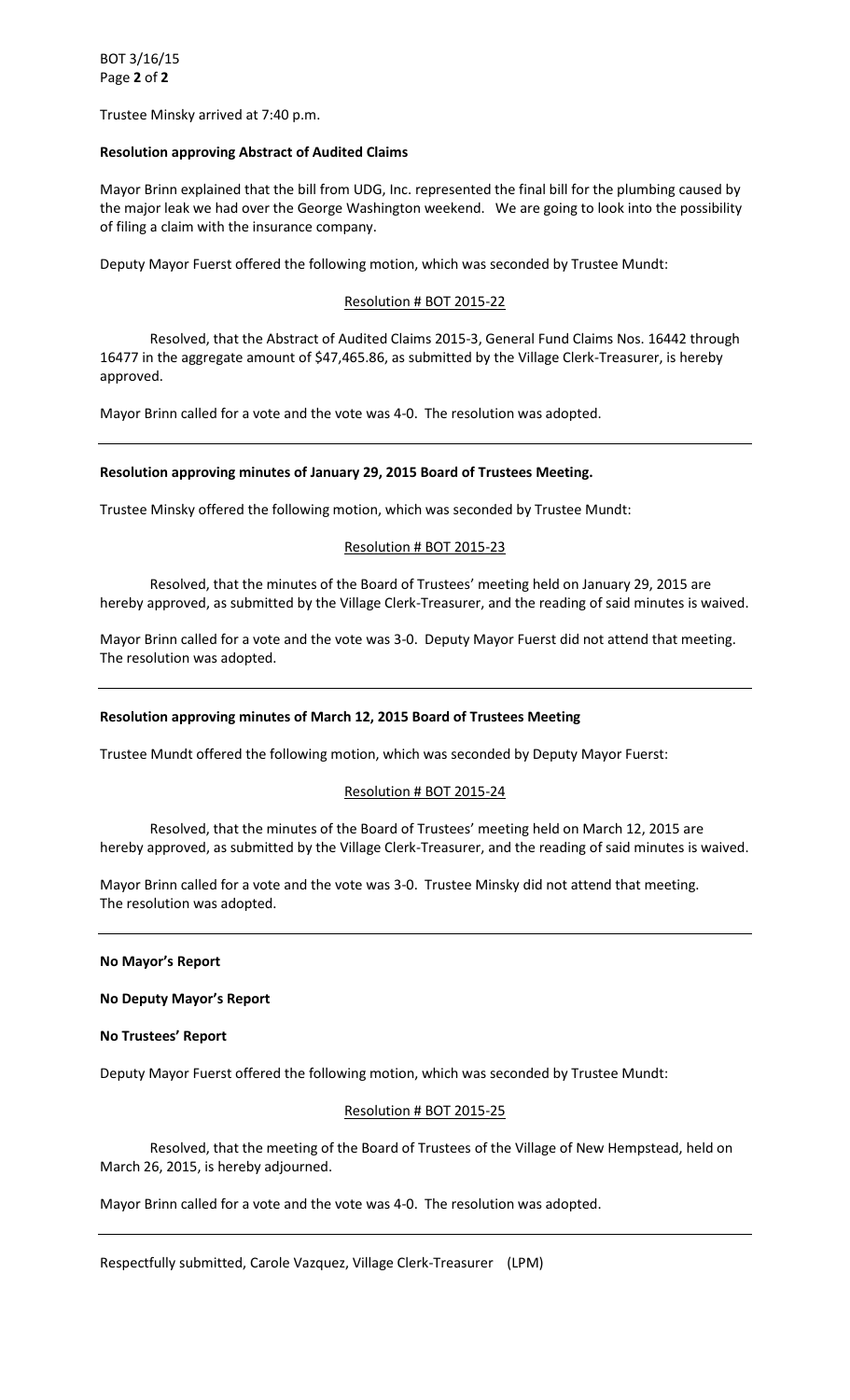Trustee Minsky arrived at 7:40 p.m.

**Resolution approving Abstract of Audited Claims**

Mayor Brinn explained that the bill from UDG, Inc. represented the final bill for the plumbing caused by the major leak we had over the George Washington weekend. We are going to look into the possibility of filing a claim with the insurance company.

Deputy Mayor Fuerst offered the following motion, which was seconded by Trustee Mundt:

Resolution # BOT 2015-22

Resolved, that the Abstract of Audited Claims 2015-3, General Fund Claims Nos. 16442 through 16477 in the aggregate amount of $47,465.86, as submitted by the Village Clerk-Treasurer, is hereby approved.

Mayor Brinn called for a vote and the vote was 4-0. The resolution was adopted.

---

**Resolution approving minutes of January 29, 2015 Board of Trustees Meeting.**

Trustee Minsky offered the following motion, which was seconded by Trustee Mundt:

Resolution # BOT 2015-23

Resolved, that the minutes of the Board of Trustees' meeting held on January 29, 2015 are hereby approved, as submitted by the Village Clerk-Treasurer, and the reading of said minutes is waived.

Mayor Brinn called for a vote and the vote was 3-0. Deputy Mayor Fuerst did not attend that meeting. The resolution was adopted.

---

**Resolution approving minutes of March 12, 2015 Board of Trustees Meeting**

Trustee Mundt offered the following motion, which was seconded by Deputy Mayor Fuerst:

Resolution # BOT 2015-24

Resolved, that the minutes of the Board of Trustees' meeting held on March 12, 2015 are hereby approved, as submitted by the Village Clerk-Treasurer, and the reading of said minutes is waived.

Mayor Brinn called for a vote and the vote was 3-0. Trustee Minsky did not attend that meeting. The resolution was adopted.

---

**No Mayor's Report**

**No Deputy Mayor's Report**

**No Trustees' Report**

Deputy Mayor Fuerst offered the following motion, which was seconded by Trustee Mundt:

Resolution # BOT 2015-25

Resolved, that the meeting of the Board of Trustees of the Village of New Hempstead, held on March 26, 2015, is hereby adjourned.

Mayor Brinn called for a vote and the vote was 4-0. The resolution was adopted.

---

Respectfully submitted, Carole Vazquez, Village Clerk-Treasurer (LPM)